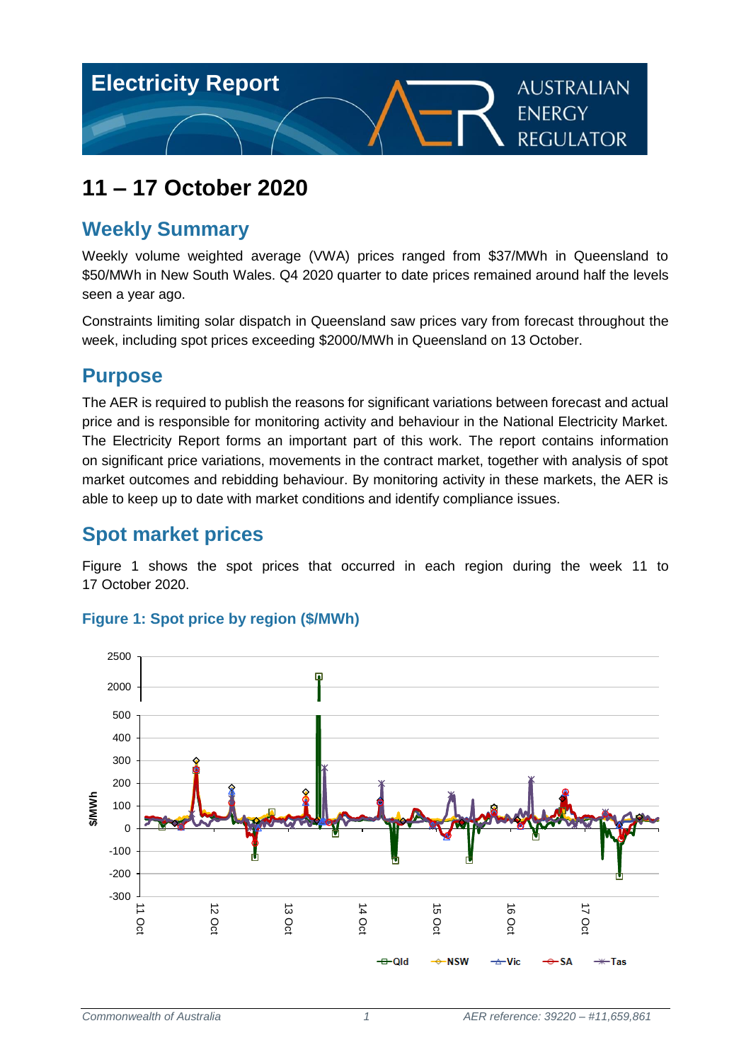# Electricity Report

AUSTRALIAN ENERGY REGULATOR

# 11 – 17 October 2020

## Weekly Summary

Weekly volume weighted average (VWA) prices ranged from $37/MWh in Queensland to $50/MWh in New South Wales. Q4 2020 quarter to date prices remained around half the levels seen a year ago.

Constraints limiting solar dispatch in Queensland saw prices vary from forecast throughout the week, including spot prices exceeding $2000/MWh in Queensland on 13 October.

## Purpose

The AER is required to publish the reasons for significant variations between forecast and actual price and is responsible for monitoring activity and behaviour in the National Electricity Market. The Electricity Report forms an important part of this work. The report contains information on significant price variations, movements in the contract market, together with analysis of spot market outcomes and rebidding behaviour. By monitoring activity in these markets, the AER is able to keep up to date with market conditions and identify compliance issues.

## Spot market prices

Figure 1 shows the spot prices that occurred in each region during the week 11 to 17 October 2020.

### Figure 1: Spot price by region ($/MWh)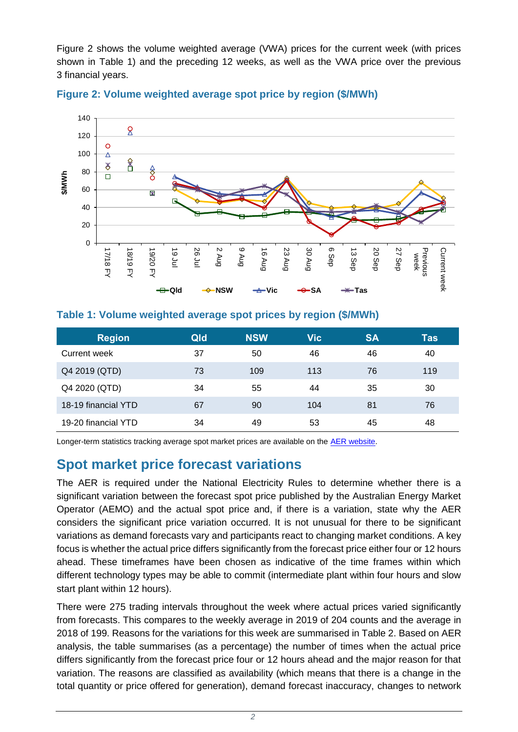Figure 2 shows the volume weighted average (VWA) prices for the current week (with prices shown in Table 1) and the preceding 12 weeks, as well as the VWA price over the previous 3 financial years.

**Figure 2: Volume weighted average spot price by region ($/MWh)**

**Table 1: Volume weighted average spot prices by region ($/MWh)**

| Region | Qld | NSW | Vic | SA | Tas |
|---|---|---|---|---|---|
| Current week | 37 | 50 | 46 | 46 | 40 |
| Q4 2019 (QTD) | 73 | 109 | 113 | 76 | 119 |
| Q4 2020 (QTD) | 34 | 55 | 44 | 35 | 30 |
| 18-19 financial YTD | 67 | 90 | 104 | 81 | 76 |
| 19-20 financial YTD | 34 | 49 | 53 | 45 | 48 |

Longer-term statistics tracking average spot market prices are available on the AER website.

## Spot market price forecast variations

The AER is required under the National Electricity Rules to determine whether there is a significant variation between the forecast spot price published by the Australian Energy Market Operator (AEMO) and the actual spot price and, if there is a variation, state why the AER considers the significant price variation occurred. It is not unusual for there to be significant variations as demand forecasts vary and participants react to changing market conditions. A key focus is whether the actual price differs significantly from the forecast price either four or 12 hours ahead. These timeframes have been chosen as indicative of the time frames within which different technology types may be able to commit (intermediate plant within four hours and slow start plant within 12 hours).

There were 275 trading intervals throughout the week where actual prices varied significantly from forecasts. This compares to the weekly average in 2019 of 204 counts and the average in 2018 of 199. Reasons for the variations for this week are summarised in Table 2. Based on AER analysis, the table summarises (as a percentage) the number of times when the actual price differs significantly from the forecast price four or 12 hours ahead and the major reason for that variation. The reasons are classified as availability (which means that there is a change in the total quantity or price offered for generation), demand forecast inaccuracy, changes to network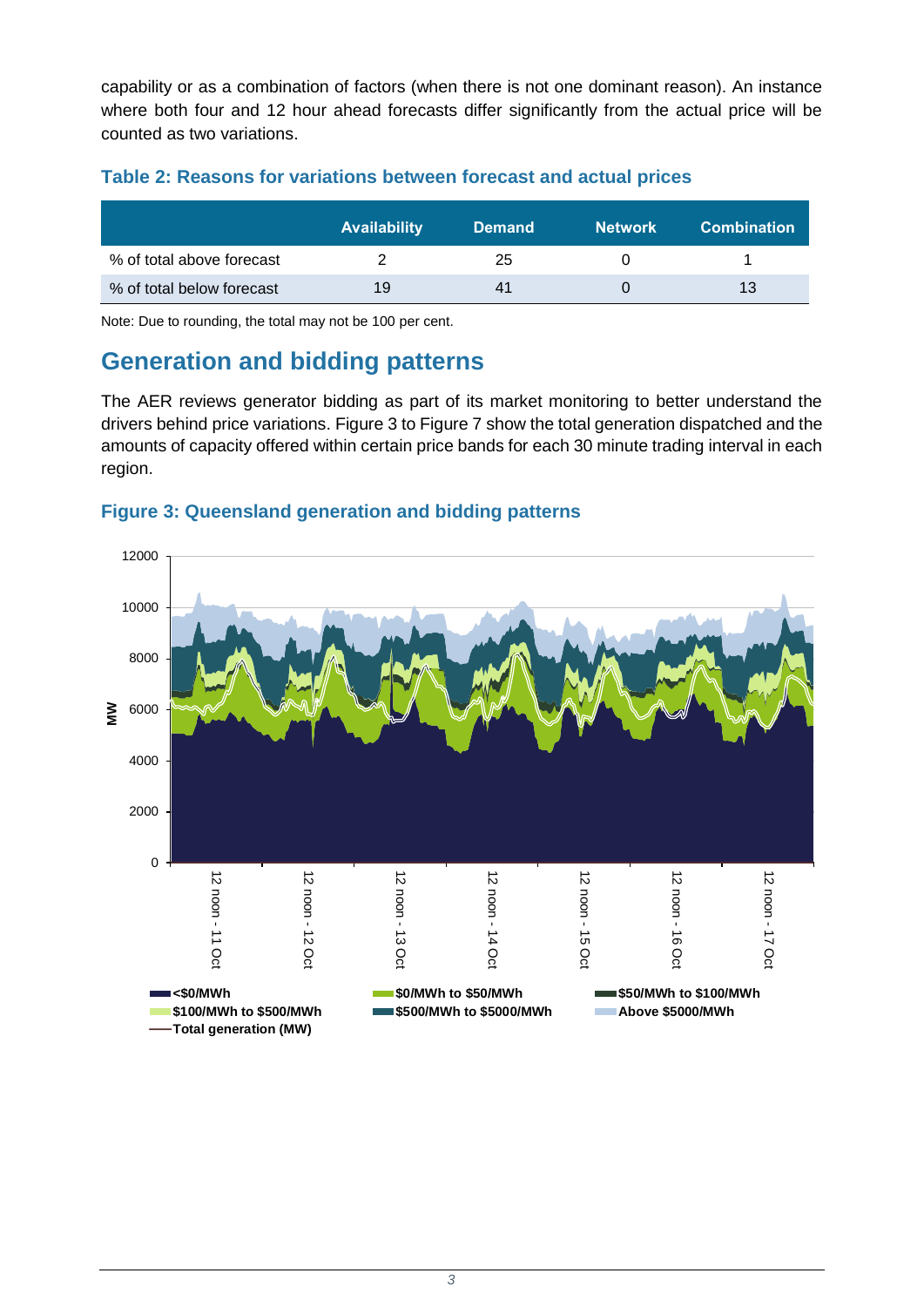capability or as a combination of factors (when there is not one dominant reason). An instance where both four and 12 hour ahead forecasts differ significantly from the actual price will be counted as two variations.

### Table 2: Reasons for variations between forecast and actual prices

| | Availability | Demand | Network | Combination |
|---|---|---|---|---|
| % of total above forecast | 2 | 25 | 0 | 1 |
| % of total below forecast | 19 | 41 | 0 | 13 |

Note: Due to rounding, the total may not be 100 per cent.

## Generation and bidding patterns

The AER reviews generator bidding as part of its market monitoring to better understand the drivers behind price variations. Figure 3 to Figure 7 show the total generation dispatched and the amounts of capacity offered within certain price bands for each 30 minute trading interval in each region.

### Figure 3: Queensland generation and bidding patterns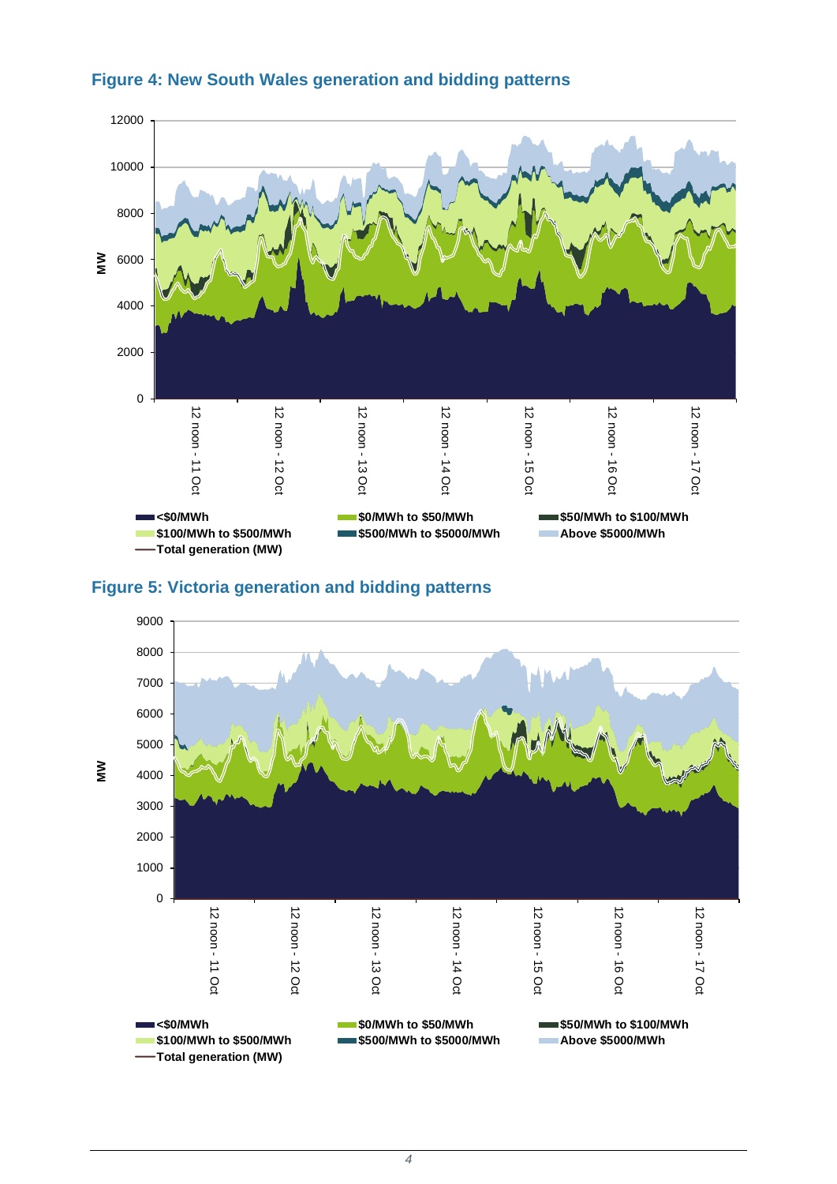## Figure 4: New South Wales generation and bidding patterns

## Figure 5: Victoria generation and bidding patterns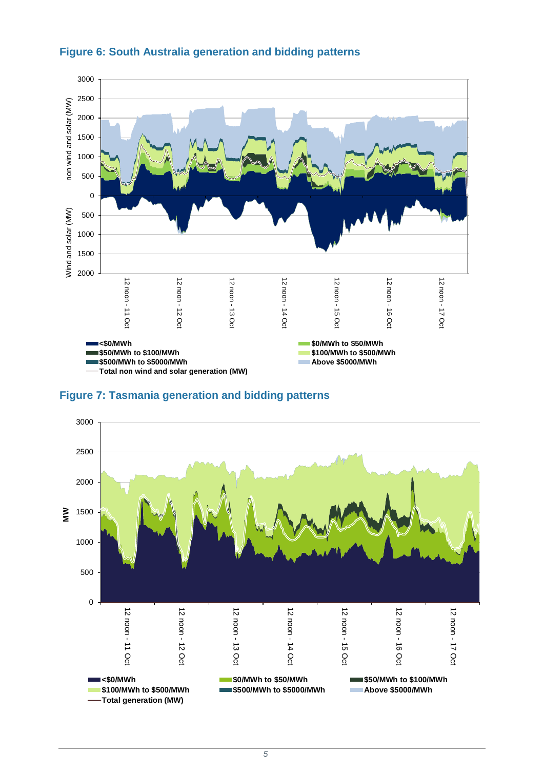### Figure 6: South Australia generation and bidding patterns

### Figure 7: Tasmania generation and bidding patterns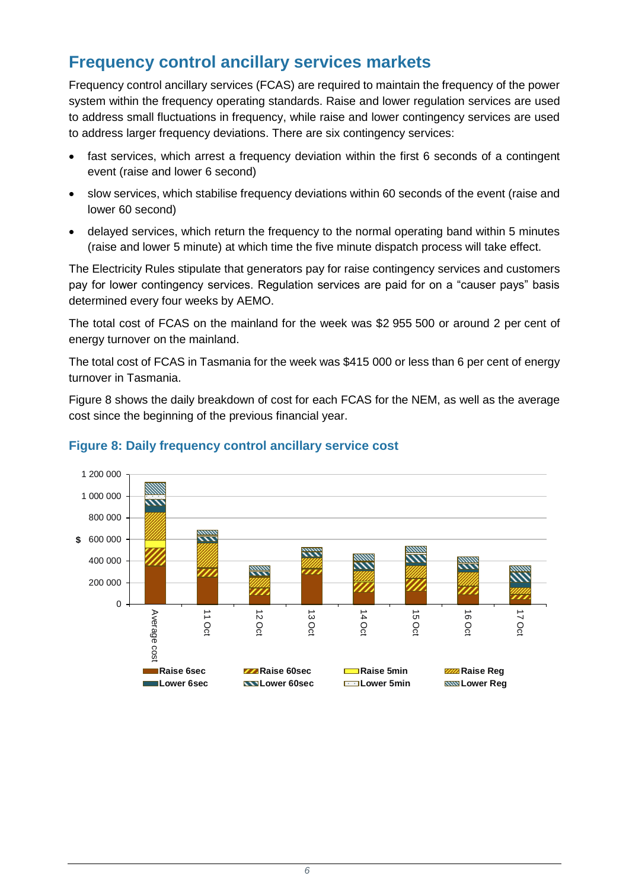## Frequency control ancillary services markets

Frequency control ancillary services (FCAS) are required to maintain the frequency of the power system within the frequency operating standards. Raise and lower regulation services are used to address small fluctuations in frequency, while raise and lower contingency services are used to address larger frequency deviations. There are six contingency services:

- fast services, which arrest a frequency deviation within the first 6 seconds of a contingent event (raise and lower 6 second)
- slow services, which stabilise frequency deviations within 60 seconds of the event (raise and lower 60 second)
- delayed services, which return the frequency to the normal operating band within 5 minutes (raise and lower 5 minute) at which time the five minute dispatch process will take effect.

The Electricity Rules stipulate that generators pay for raise contingency services and customers pay for lower contingency services. Regulation services are paid for on a "causer pays" basis determined every four weeks by AEMO.

The total cost of FCAS on the mainland for the week was $2 955 500 or around 2 per cent of energy turnover on the mainland.

The total cost of FCAS in Tasmania for the week was $415 000 or less than 6 per cent of energy turnover in Tasmania.

Figure 8 shows the daily breakdown of cost for each FCAS for the NEM, as well as the average cost since the beginning of the previous financial year.

### Figure 8: Daily frequency control ancillary service cost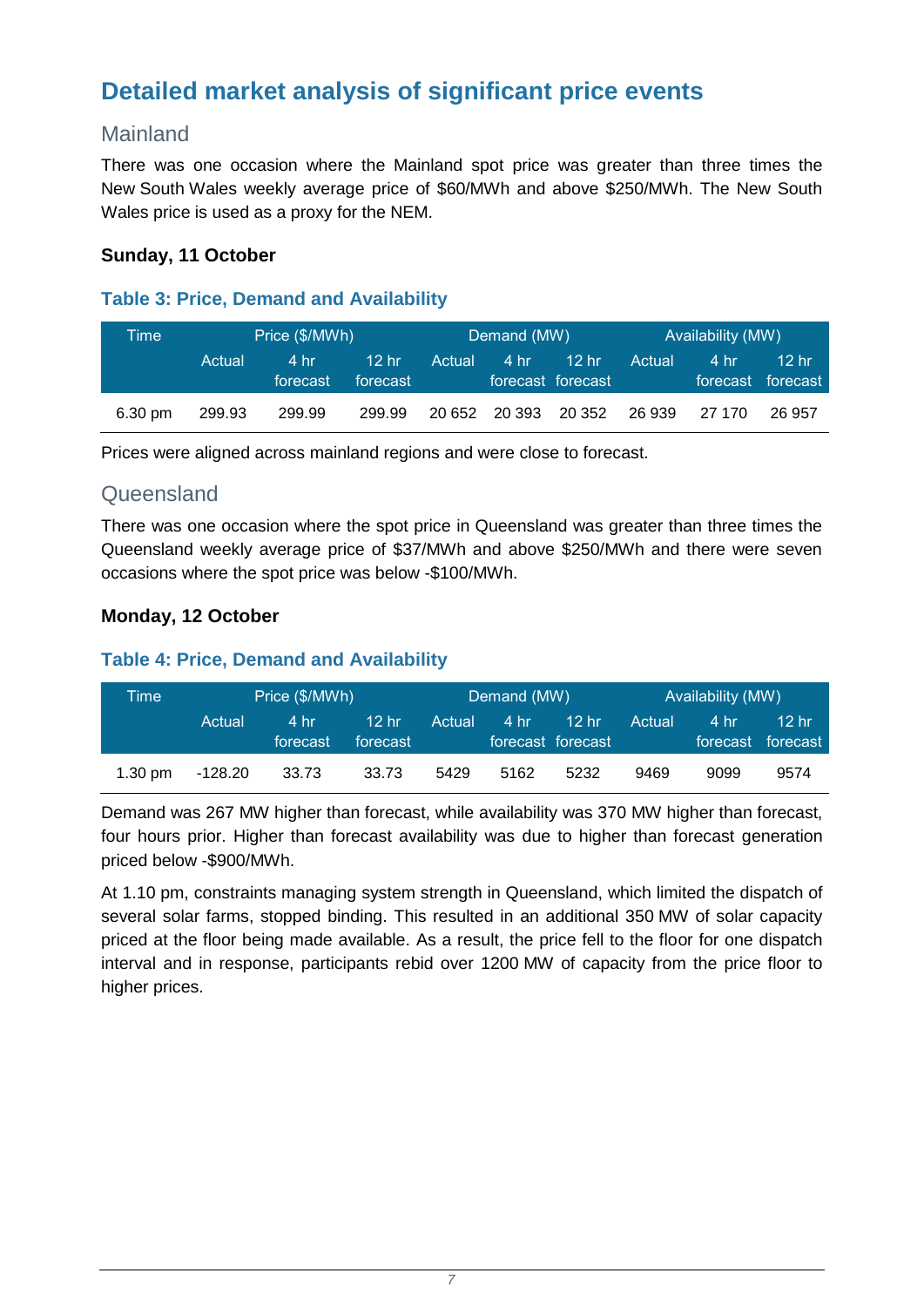# Detailed market analysis of significant price events

## Mainland

There was one occasion where the Mainland spot price was greater than three times the New South Wales weekly average price of $60/MWh and above $250/MWh. The New South Wales price is used as a proxy for the NEM.

**Sunday, 11 October**

### Table 3: Price, Demand and Availability

| Time | Price ($/MWh) | | | Demand (MW) | | | Availability (MW) | | |
|---|---|---|---|---|---|---|---|---|---|
| | Actual | 4 hr forecast | 12 hr forecast | Actual | 4 hr forecast | 12 hr forecast | Actual | 4 hr forecast | 12 hr forecast |
| 6.30 pm | 299.93 | 299.99 | 299.99 | 20 652 | 20 393 | 20 352 | 26 939 | 27 170 | 26 957 |

Prices were aligned across mainland regions and were close to forecast.

## Queensland

There was one occasion where the spot price in Queensland was greater than three times the Queensland weekly average price of $37/MWh and above $250/MWh and there were seven occasions where the spot price was below -$100/MWh.

**Monday, 12 October**

### Table 4: Price, Demand and Availability

| Time | Price ($/MWh) | | | Demand (MW) | | | Availability (MW) | | |
|---|---|---|---|---|---|---|---|---|---|
| | Actual | 4 hr forecast | 12 hr forecast | Actual | 4 hr forecast | 12 hr forecast | Actual | 4 hr forecast | 12 hr forecast |
| 1.30 pm | -128.20 | 33.73 | 33.73 | 5429 | 5162 | 5232 | 9469 | 9099 | 9574 |

Demand was 267 MW higher than forecast, while availability was 370 MW higher than forecast, four hours prior. Higher than forecast availability was due to higher than forecast generation priced below -$900/MWh.

At 1.10 pm, constraints managing system strength in Queensland, which limited the dispatch of several solar farms, stopped binding. This resulted in an additional 350 MW of solar capacity priced at the floor being made available. As a result, the price fell to the floor for one dispatch interval and in response, participants rebid over 1200 MW of capacity from the price floor to higher prices.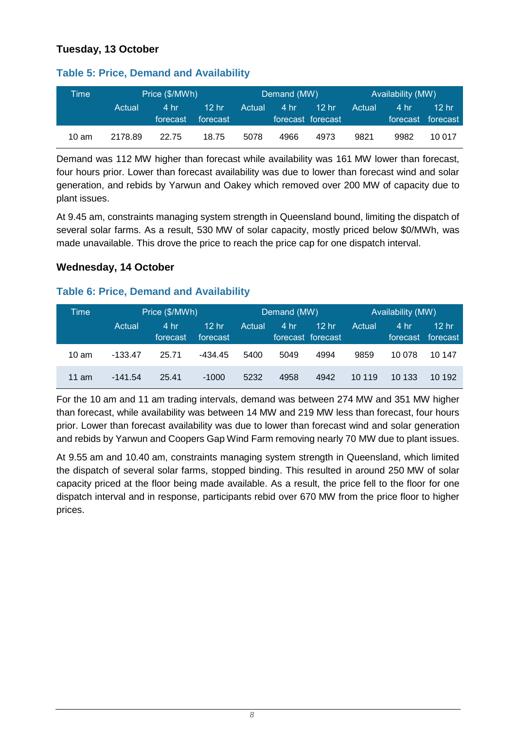### Tuesday, 13 October

#### Table 5: Price, Demand and Availability

| Time | Price ($/MWh) | | | Demand (MW) | | | Availability (MW) | | |
|---|---|---|---|---|---|---|---|---|---|
| | Actual | 4 hr forecast | 12 hr forecast | Actual | 4 hr forecast | 12 hr forecast | Actual | 4 hr forecast | 12 hr forecast |
| 10 am | 2178.89 | 22.75 | 18.75 | 5078 | 4966 | 4973 | 9821 | 9982 | 10 017 |

Demand was 112 MW higher than forecast while availability was 161 MW lower than forecast, four hours prior. Lower than forecast availability was due to lower than forecast wind and solar generation, and rebids by Yarwun and Oakey which removed over 200 MW of capacity due to plant issues.

At 9.45 am, constraints managing system strength in Queensland bound, limiting the dispatch of several solar farms. As a result, 530 MW of solar capacity, mostly priced below $0/MWh, was made unavailable. This drove the price to reach the price cap for one dispatch interval.

### Wednesday, 14 October

#### Table 6: Price, Demand and Availability

| Time | Price ($/MWh) | | | Demand (MW) | | | Availability (MW) | | |
|---|---|---|---|---|---|---|---|---|---|
| | Actual | 4 hr forecast | 12 hr forecast | Actual | 4 hr forecast | 12 hr forecast | Actual | 4 hr forecast | 12 hr forecast |
| 10 am | -133.47 | 25.71 | -434.45 | 5400 | 5049 | 4994 | 9859 | 10 078 | 10 147 |
| 11 am | -141.54 | 25.41 | -1000 | 5232 | 4958 | 4942 | 10 119 | 10 133 | 10 192 |

For the 10 am and 11 am trading intervals, demand was between 274 MW and 351 MW higher than forecast, while availability was between 14 MW and 219 MW less than forecast, four hours prior. Lower than forecast availability was due to lower than forecast wind and solar generation and rebids by Yarwun and Coopers Gap Wind Farm removing nearly 70 MW due to plant issues.

At 9.55 am and 10.40 am, constraints managing system strength in Queensland, which limited the dispatch of several solar farms, stopped binding. This resulted in around 250 MW of solar capacity priced at the floor being made available. As a result, the price fell to the floor for one dispatch interval and in response, participants rebid over 670 MW from the price floor to higher prices.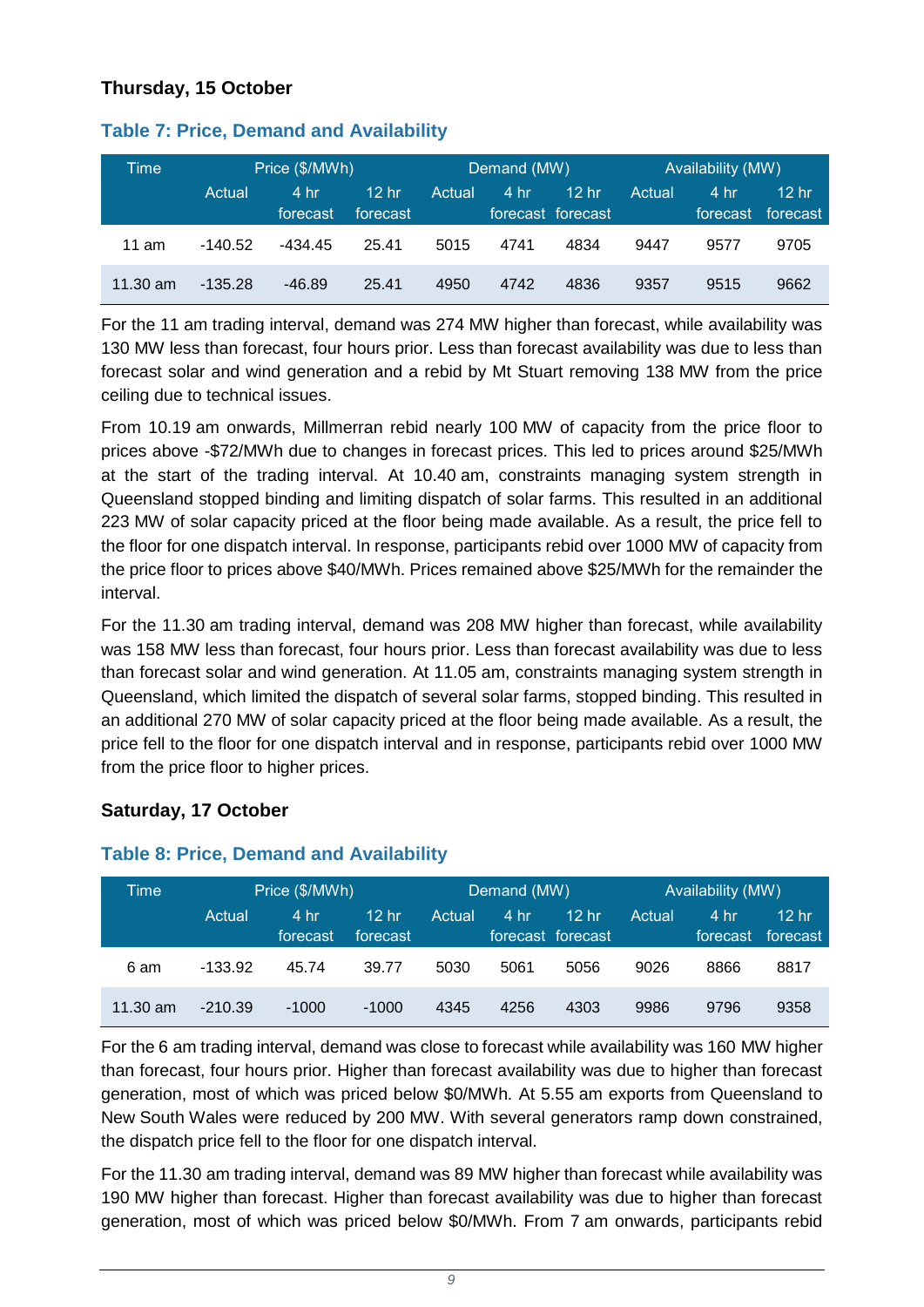### Thursday, 15 October

#### Table 7: Price, Demand and Availability

| Time | Price ($/MWh) | | | Demand (MW) | | | Availability (MW) | | |
|---|---|---|---|---|---|---|---|---|---|
| | Actual | 4 hr forecast | 12 hr forecast | Actual | 4 hr forecast | 12 hr forecast | Actual | 4 hr forecast | 12 hr forecast |
| 11 am | -140.52 | -434.45 | 25.41 | 5015 | 4741 | 4834 | 9447 | 9577 | 9705 |
| 11.30 am | -135.28 | -46.89 | 25.41 | 4950 | 4742 | 4836 | 9357 | 9515 | 9662 |

For the 11 am trading interval, demand was 274 MW higher than forecast, while availability was 130 MW less than forecast, four hours prior. Less than forecast availability was due to less than forecast solar and wind generation and a rebid by Mt Stuart removing 138 MW from the price ceiling due to technical issues.

From 10.19 am onwards, Millmerran rebid nearly 100 MW of capacity from the price floor to prices above -$72/MWh due to changes in forecast prices. This led to prices around $25/MWh at the start of the trading interval. At 10.40 am, constraints managing system strength in Queensland stopped binding and limiting dispatch of solar farms. This resulted in an additional 223 MW of solar capacity priced at the floor being made available. As a result, the price fell to the floor for one dispatch interval. In response, participants rebid over 1000 MW of capacity from the price floor to prices above $40/MWh. Prices remained above $25/MWh for the remainder the interval.

For the 11.30 am trading interval, demand was 208 MW higher than forecast, while availability was 158 MW less than forecast, four hours prior. Less than forecast availability was due to less than forecast solar and wind generation. At 11.05 am, constraints managing system strength in Queensland, which limited the dispatch of several solar farms, stopped binding. This resulted in an additional 270 MW of solar capacity priced at the floor being made available. As a result, the price fell to the floor for one dispatch interval and in response, participants rebid over 1000 MW from the price floor to higher prices.

### Saturday, 17 October

#### Table 8: Price, Demand and Availability

| Time | Price ($/MWh) | | | Demand (MW) | | | Availability (MW) | | |
|---|---|---|---|---|---|---|---|---|---|
| | Actual | 4 hr forecast | 12 hr forecast | Actual | 4 hr forecast | 12 hr forecast | Actual | 4 hr forecast | 12 hr forecast |
| 6 am | -133.92 | 45.74 | 39.77 | 5030 | 5061 | 5056 | 9026 | 8866 | 8817 |
| 11.30 am | -210.39 | -1000 | -1000 | 4345 | 4256 | 4303 | 9986 | 9796 | 9358 |

For the 6 am trading interval, demand was close to forecast while availability was 160 MW higher than forecast, four hours prior. Higher than forecast availability was due to higher than forecast generation, most of which was priced below $0/MWh. At 5.55 am exports from Queensland to New South Wales were reduced by 200 MW. With several generators ramp down constrained, the dispatch price fell to the floor for one dispatch interval.

For the 11.30 am trading interval, demand was 89 MW higher than forecast while availability was 190 MW higher than forecast. Higher than forecast availability was due to higher than forecast generation, most of which was priced below $0/MWh. From 7 am onwards, participants rebid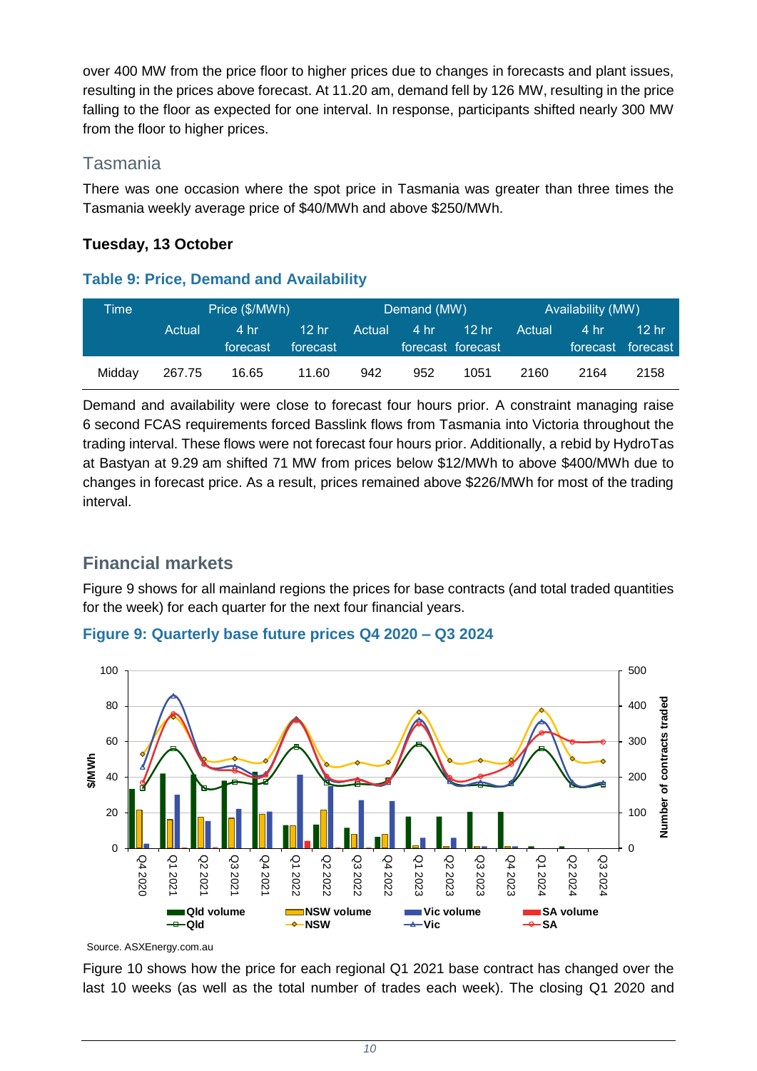over 400 MW from the price floor to higher prices due to changes in forecasts and plant issues, resulting in the prices above forecast. At 11.20 am, demand fell by 126 MW, resulting in the price falling to the floor as expected for one interval. In response, participants shifted nearly 300 MW from the floor to higher prices.

## Tasmania

There was one occasion where the spot price in Tasmania was greater than three times the Tasmania weekly average price of $40/MWh and above $250/MWh.

**Tuesday, 13 October**

### Table 9: Price, Demand and Availability

| Time | Price ($/MWh) | | | Demand (MW) | | | Availability (MW) | | |
|---|---|---|---|---|---|---|---|---|---|
| | Actual | 4 hr forecast | 12 hr forecast | Actual | 4 hr forecast | 12 hr forecast | Actual | 4 hr forecast | 12 hr forecast |
| Midday | 267.75 | 16.65 | 11.60 | 942 | 952 | 1051 | 2160 | 2164 | 2158 |

Demand and availability were close to forecast four hours prior. A constraint managing raise 6 second FCAS requirements forced Basslink flows from Tasmania into Victoria throughout the trading interval. These flows were not forecast four hours prior. Additionally, a rebid by HydroTas at Bastyan at 9.29 am shifted 71 MW from prices below $12/MWh to above $400/MWh due to changes in forecast price. As a result, prices remained above $226/MWh for most of the trading interval.

## Financial markets

Figure 9 shows for all mainland regions the prices for base contracts (and total traded quantities for the week) for each quarter for the next four financial years.

### Figure 9: Quarterly base future prices Q4 2020 – Q3 2024

Source. ASXEnergy.com.au

Figure 10 shows how the price for each regional Q1 2021 base contract has changed over the last 10 weeks (as well as the total number of trades each week). The closing Q1 2020 and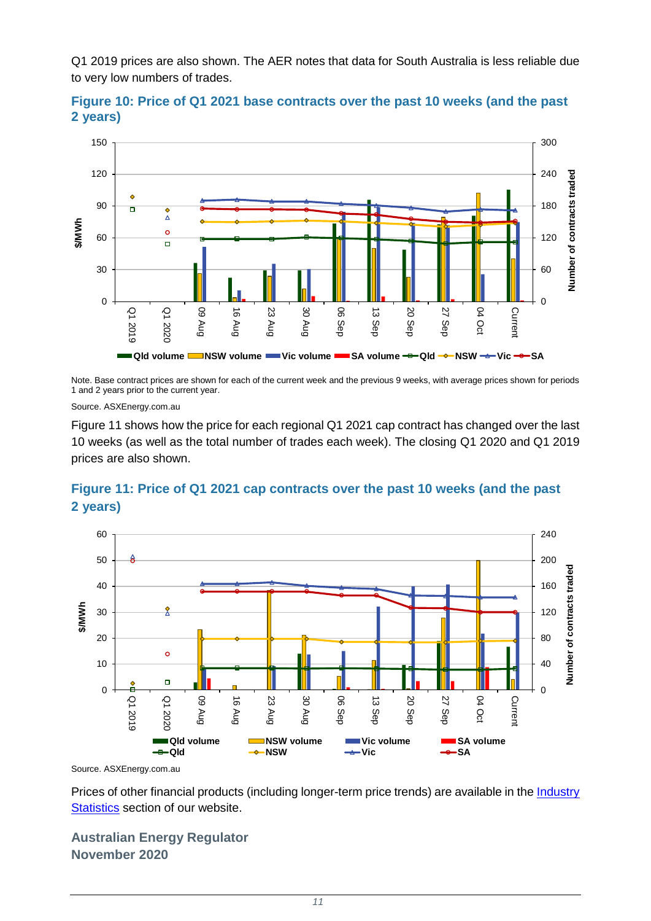Q1 2019 prices are also shown. The AER notes that data for South Australia is less reliable due to very low numbers of trades.

### Figure 10: Price of Q1 2021 base contracts over the past 10 weeks (and the past 2 years)

$/MWh
150
120
90
60
30
0

Number of contracts traded
300
240
180
120
60
0

Q1 2019
Q1 2020
09 Aug
16 Aug
23 Aug
30 Aug
06 Sep
13 Sep
20 Sep
27 Sep
04 Oct
Current

Qld volume NSW volume Vic volume SA volume Qld NSW Vic SA

Note. Base contract prices are shown for each of the current week and the previous 9 weeks, with average prices shown for periods 1 and 2 years prior to the current year.

Source. ASXEnergy.com.au

Figure 11 shows how the price for each regional Q1 2021 cap contract has changed over the last 10 weeks (as well as the total number of trades each week). The closing Q1 2020 and Q1 2019 prices are also shown.

### Figure 11: Price of Q1 2021 cap contracts over the past 10 weeks (and the past 2 years)

$/MWh
60
50
40
30
20
10
0

Number of contracts traded
240
200
160
120
80
40
0

Q1 2019
Q1 2020
09 Aug
16 Aug
23 Aug
30 Aug
06 Sep
13 Sep
20 Sep
27 Sep
04 Oct
Current

Qld volume NSW volume Vic volume SA volume
Qld NSW Vic SA

Source. ASXEnergy.com.au

Prices of other financial products (including longer-term price trends) are available in the [Industry Statistics](#) section of our website.

**Australian Energy Regulator**
**November 2020**